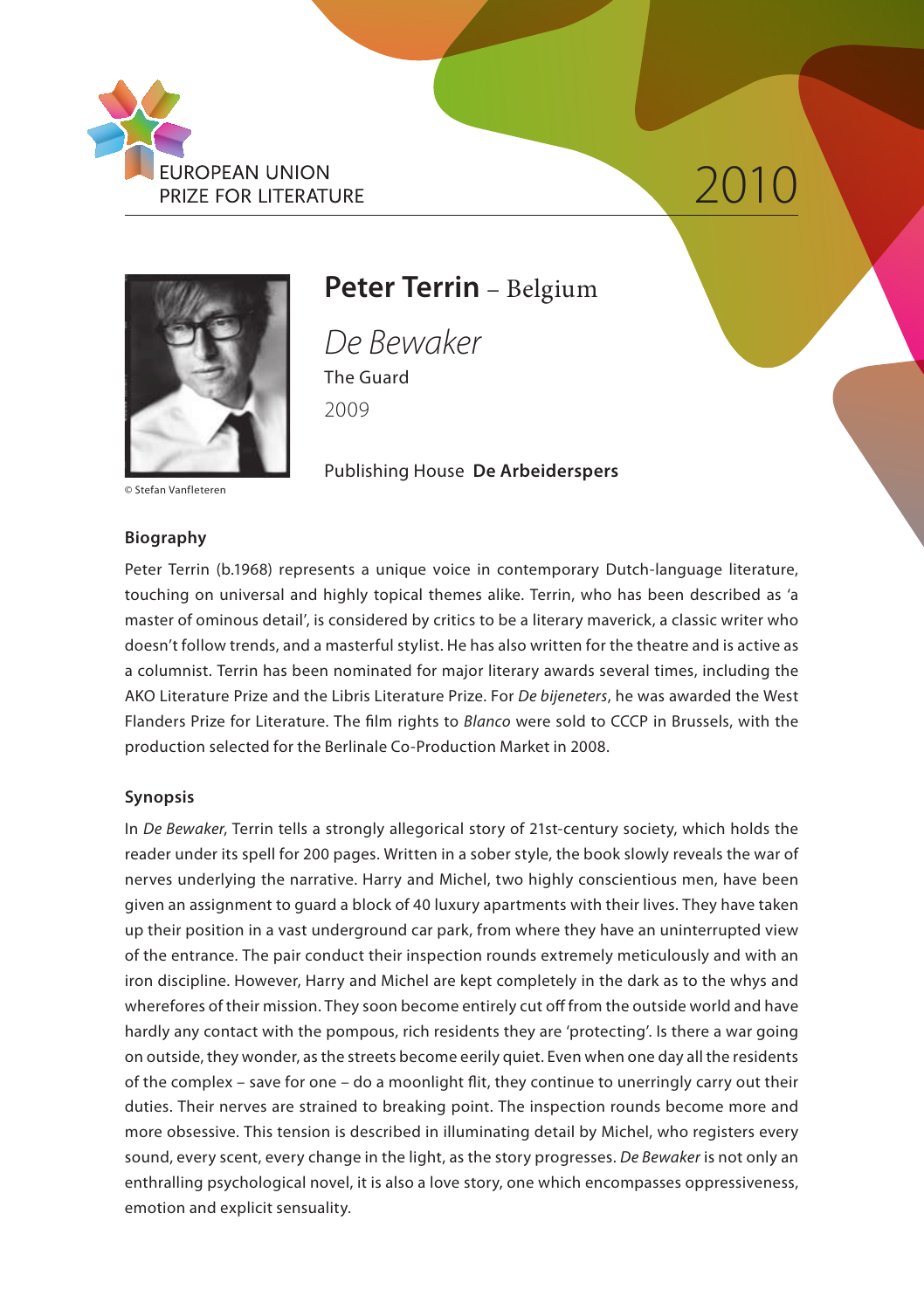EUROPEAN UNION
PRIZE FOR LITERATURE

2010

# Peter Terrin – Belgium

*De Bewaker*

The Guard

2009

Publishing House **De Arbeiderspers**

© Stefan Vanfleteren

## Biography

Peter Terrin (b.1968) represents a unique voice in contemporary Dutch-language literature, touching on universal and highly topical themes alike. Terrin, who has been described as 'a master of ominous detail', is considered by critics to be a literary maverick, a classic writer who doesn't follow trends, and a masterful stylist. He has also written for the theatre and is active as a columnist. Terrin has been nominated for major literary awards several times, including the AKO Literature Prize and the Libris Literature Prize. For *De bijeneters*, he was awarded the West Flanders Prize for Literature. The film rights to *Blanco* were sold to CCCP in Brussels, with the production selected for the Berlinale Co-Production Market in 2008.

## Synopsis

In *De Bewaker*, Terrin tells a strongly allegorical story of 21st-century society, which holds the reader under its spell for 200 pages. Written in a sober style, the book slowly reveals the war of nerves underlying the narrative. Harry and Michel, two highly conscientious men, have been given an assignment to guard a block of 40 luxury apartments with their lives. They have taken up their position in a vast underground car park, from where they have an uninterrupted view of the entrance. The pair conduct their inspection rounds extremely meticulously and with an iron discipline. However, Harry and Michel are kept completely in the dark as to the whys and wherefores of their mission. They soon become entirely cut off from the outside world and have hardly any contact with the pompous, rich residents they are 'protecting'. Is there a war going on outside, they wonder, as the streets become eerily quiet. Even when one day all the residents of the complex – save for one – do a moonlight flit, they continue to unerringly carry out their duties. Their nerves are strained to breaking point. The inspection rounds become more and more obsessive. This tension is described in illuminating detail by Michel, who registers every sound, every scent, every change in the light, as the story progresses. *De Bewaker* is not only an enthralling psychological novel, it is also a love story, one which encompasses oppressiveness, emotion and explicit sensuality.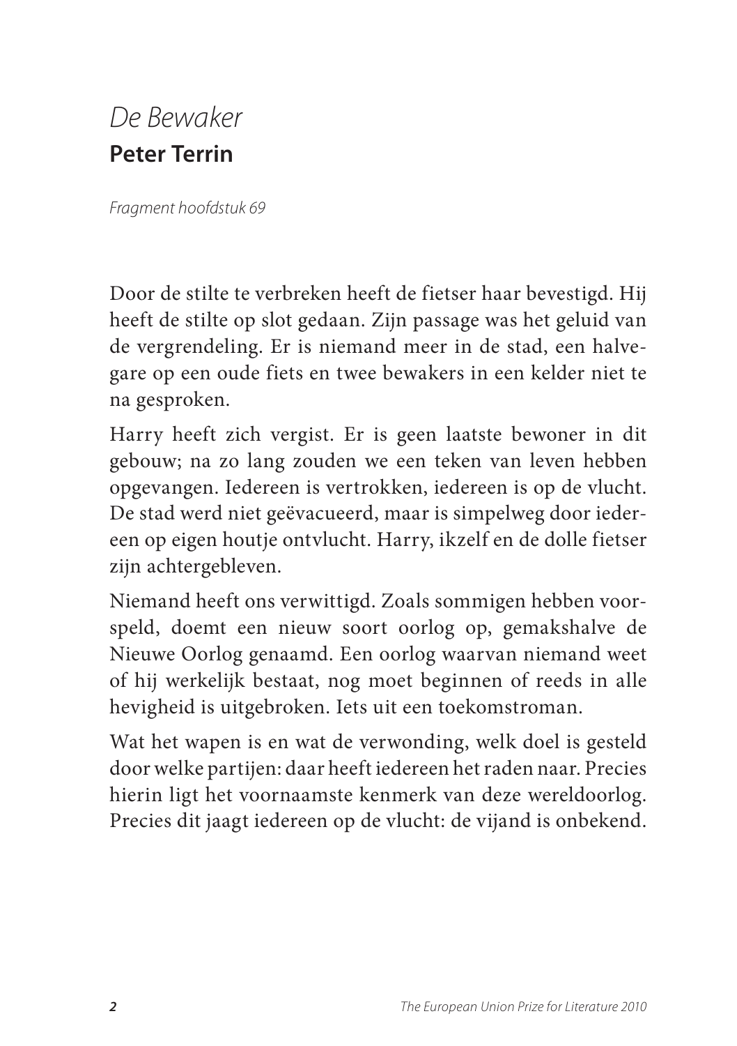# *De Bewaker*

## Peter Terrin

*Fragment hoofdstuk 69*

Door de stilte te verbreken heeft de fietser haar bevestigd. Hij heeft de stilte op slot gedaan. Zijn passage was het geluid van de vergrendeling. Er is niemand meer in de stad, een halvegare op een oude fiets en twee bewakers in een kelder niet te na gesproken.

Harry heeft zich vergist. Er is geen laatste bewoner in dit gebouw; na zo lang zouden we een teken van leven hebben opgevangen. Iedereen is vertrokken, iedereen is op de vlucht. De stad werd niet geëvacueerd, maar is simpelweg door iedereen op eigen houtje ontvlucht. Harry, ikzelf en de dolle fietser zijn achtergebleven.

Niemand heeft ons verwittigd. Zoals sommigen hebben voorspeld, doemt een nieuw soort oorlog op, gemakshalve de Nieuwe Oorlog genaamd. Een oorlog waarvan niemand weet of hij werkelijk bestaat, nog moet beginnen of reeds in alle hevigheid is uitgebroken. Iets uit een toekomstroman.

Wat het wapen is en wat de verwonding, welk doel is gesteld door welke partijen: daar heeft iedereen het raden naar. Precies hierin ligt het voornaamste kenmerk van deze wereldoorlog. Precies dit jaagt iedereen op de vlucht: de vijand is onbekend.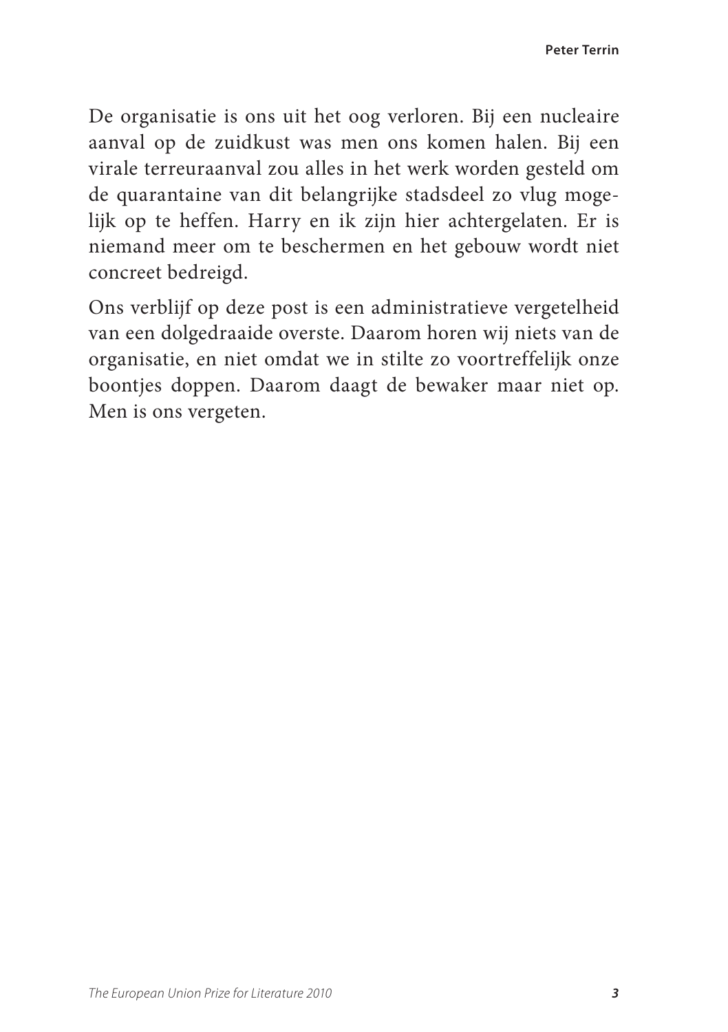De organisatie is ons uit het oog verloren. Bij een nucleaire aanval op de zuidkust was men ons komen halen. Bij een virale terreuraanval zou alles in het werk worden gesteld om de quarantaine van dit belangrijke stadsdeel zo vlug mogelijk op te heffen. Harry en ik zijn hier achtergelaten. Er is niemand meer om te beschermen en het gebouw wordt niet concreet bedreigd.

Ons verblijf op deze post is een administratieve vergetelheid van een dolgedraaide overste. Daarom horen wij niets van de organisatie, en niet omdat we in stilte zo voortreffelijk onze boontjes doppen. Daarom daagt de bewaker maar niet op. Men is ons vergeten.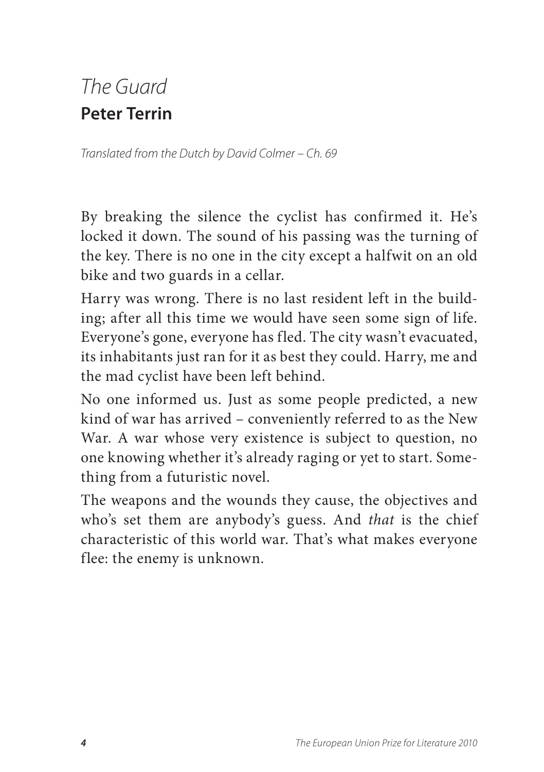# *The Guard*

## **Peter Terrin**

*Translated from the Dutch by David Colmer – Ch. 69*

By breaking the silence the cyclist has confirmed it. He's locked it down. The sound of his passing was the turning of the key. There is no one in the city except a halfwit on an old bike and two guards in a cellar.

Harry was wrong. There is no last resident left in the building; after all this time we would have seen some sign of life. Everyone's gone, everyone has fled. The city wasn't evacuated, its inhabitants just ran for it as best they could. Harry, me and the mad cyclist have been left behind.

No one informed us. Just as some people predicted, a new kind of war has arrived – conveniently referred to as the New War. A war whose very existence is subject to question, no one knowing whether it's already raging or yet to start. Something from a futuristic novel.

The weapons and the wounds they cause, the objectives and who's set them are anybody's guess. And *that* is the chief characteristic of this world war. That's what makes everyone flee: the enemy is unknown.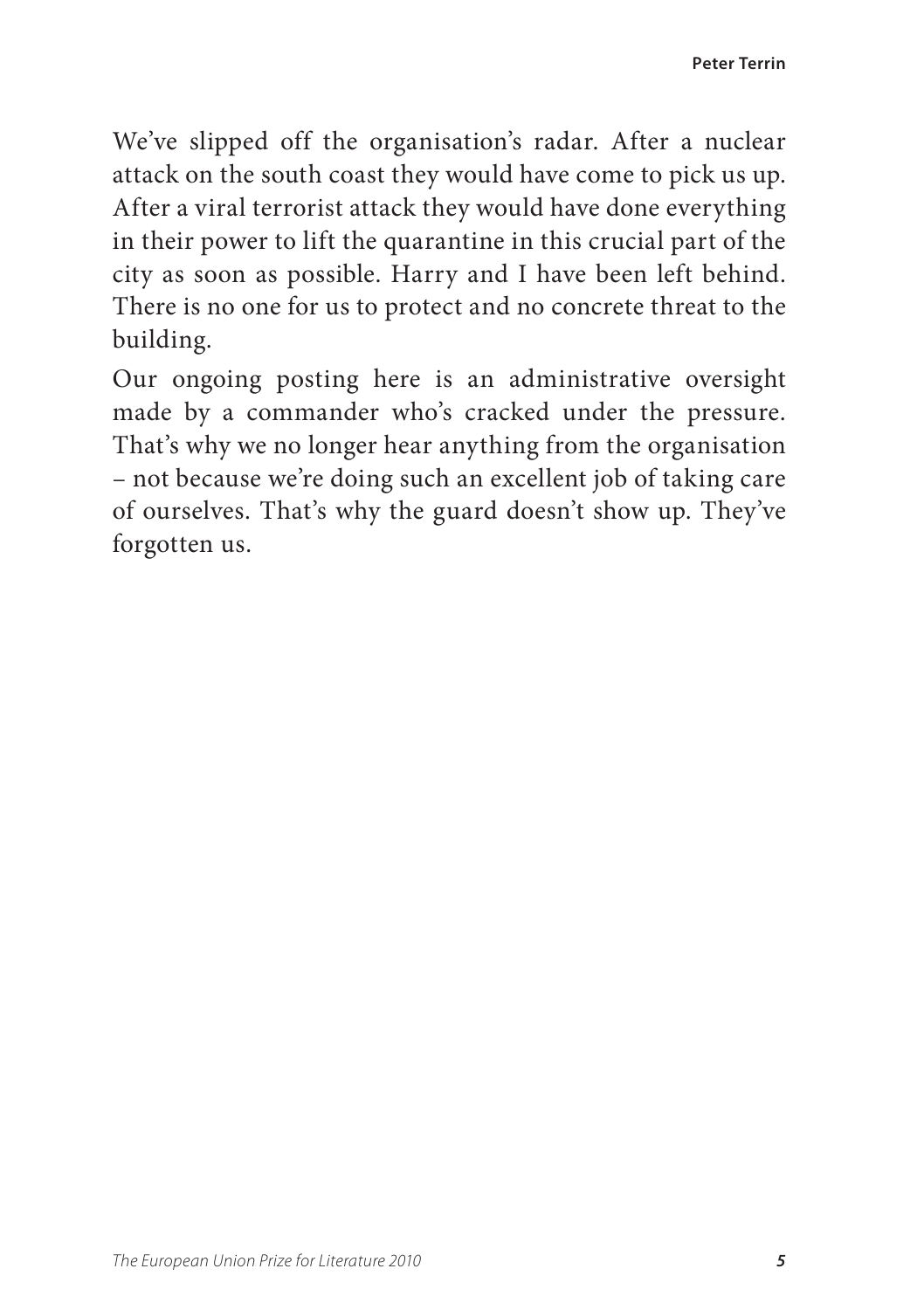We've slipped off the organisation's radar. After a nuclear attack on the south coast they would have come to pick us up. After a viral terrorist attack they would have done everything in their power to lift the quarantine in this crucial part of the city as soon as possible. Harry and I have been left behind. There is no one for us to protect and no concrete threat to the building.

Our ongoing posting here is an administrative oversight made by a commander who's cracked under the pressure. That's why we no longer hear anything from the organisation – not because we're doing such an excellent job of taking care of ourselves. That's why the guard doesn't show up. They've forgotten us.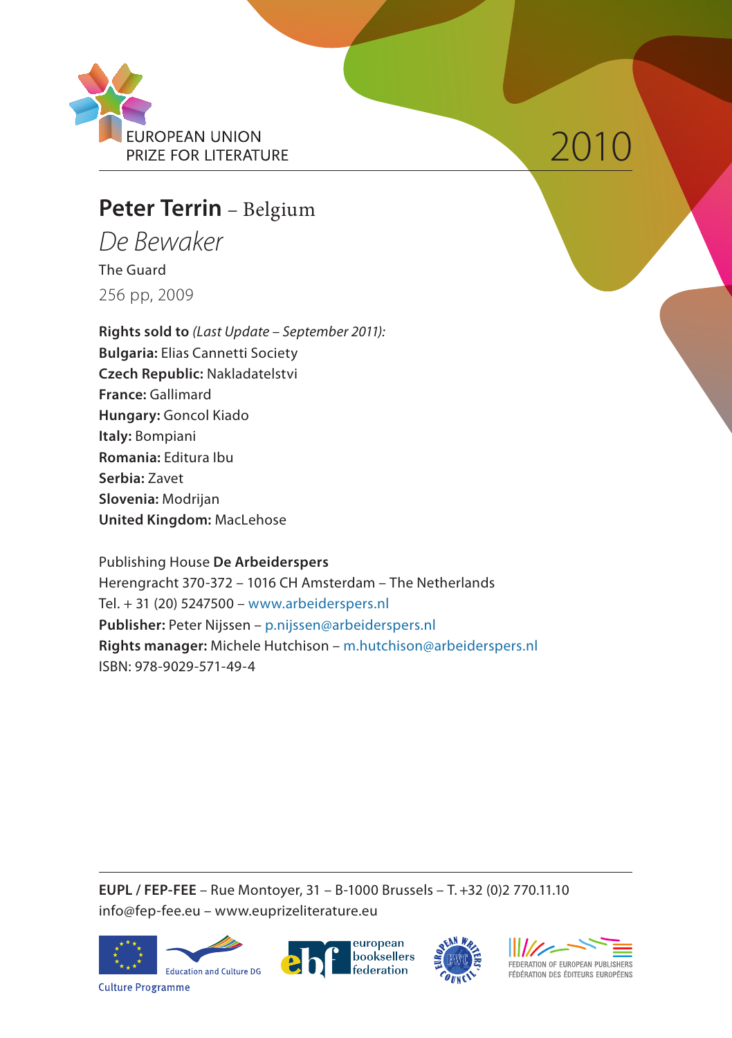EUROPEAN UNION
PRIZE FOR LITERATURE

2010

## **Peter Terrin** – Belgium

*De Bewaker*

The Guard

256 pp, 2009

**Rights sold to** *(Last Update – September 2011):*
**Bulgaria:** Elias Cannetti Society
**Czech Republic:** Nakladatelstvi
**France:** Gallimard
**Hungary:** Goncol Kiado
**Italy:** Bompiani
**Romania:** Editura Ibu
**Serbia:** Zavet
**Slovenia:** Modrijan
**United Kingdom:** MacLehose

Publishing House **De Arbeiderspers**
Herengracht 370-372 – 1016 CH Amsterdam – The Netherlands
Tel. + 31 (20) 5247500 – www.arbeiderspers.nl
**Publisher:** Peter Nijssen – p.nijssen@arbeiderspers.nl
**Rights manager:** Michele Hutchison – m.hutchison@arbeiderspers.nl
ISBN: 978-9029-571-49-4

**EUPL / FEP-FEE** – Rue Montoyer, 31 – B-1000 Brussels – T. +32 (0)2 770.11.10
info@fep-fee.eu – www.euprizeliterature.eu

Education and Culture DG
Culture Programme
european booksellers federation
FEDERATION OF EUROPEAN PUBLISHERS
FÉDÉRATION DES ÉDITEURS EUROPÉENS